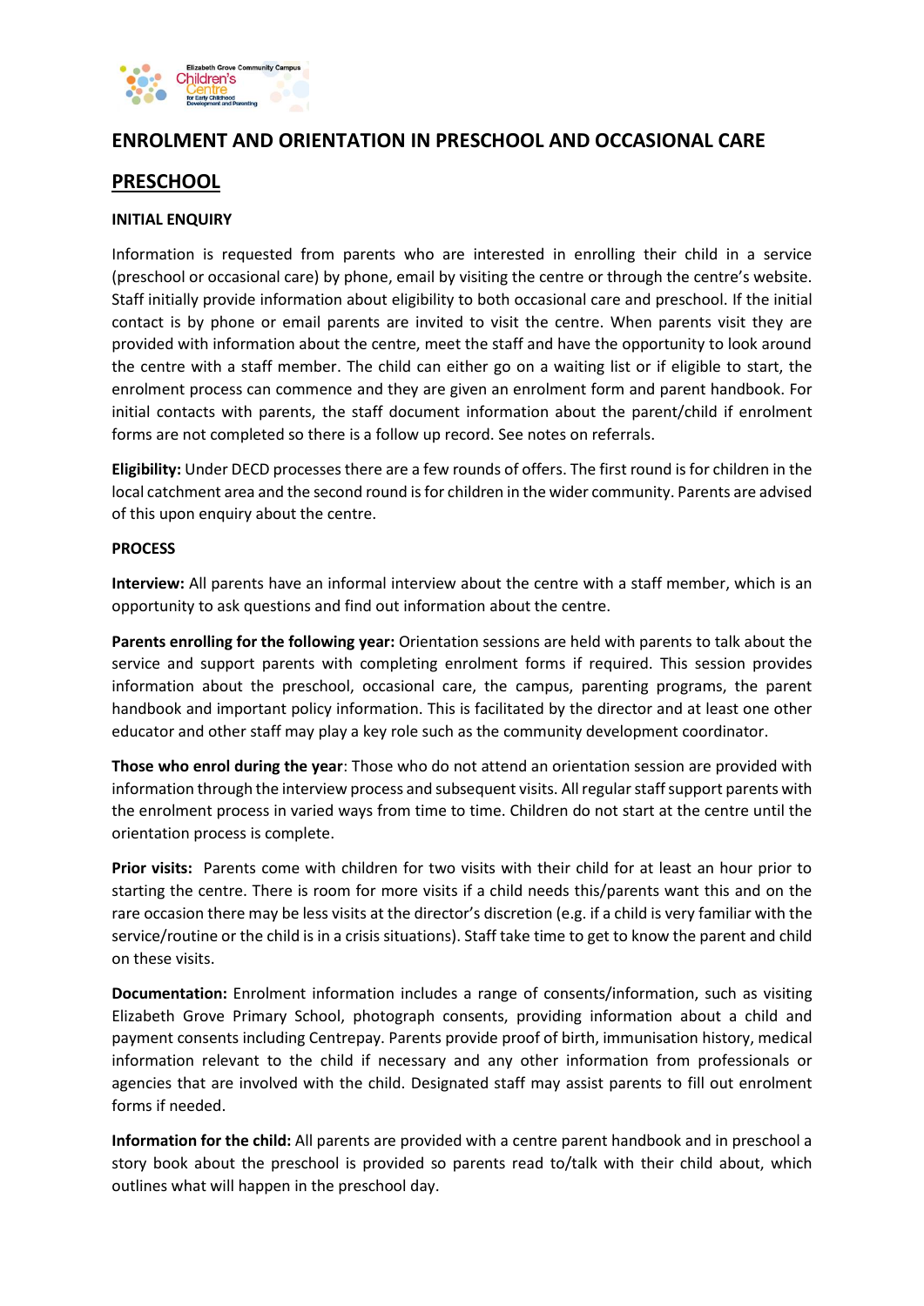# ENROLMENT AND ORIENTATION IN PRESCHOOL AND OCCASIONAL CARE

## PRESCHOOL

### INITIAL ENQUIRY

Information is requested from parents who are interested in enrolling their child in a service (preschool or occasional care) by phone, email by visiting the centre or through the centre's website. Staff initially provide information about eligibility to both occasional care and preschool. If the initial contact is by phone or email parents are invited to visit the centre. When parents visit they are provided with information about the centre, meet the staff and have the opportunity to look around the centre with a staff member. The child can either go on a waiting list or if eligible to start, the enrolment process can commence and they are given an enrolment form and parent handbook. For initial contacts with parents, the staff document information about the parent/child if enrolment forms are not completed so there is a follow up record. See notes on referrals.

**Eligibility:** Under DECD processes there are a few rounds of offers. The first round is for children in the local catchment area and the second round is for children in the wider community. Parents are advised of this upon enquiry about the centre.

### PROCESS

**Interview:** All parents have an informal interview about the centre with a staff member, which is an opportunity to ask questions and find out information about the centre.

**Parents enrolling for the following year:** Orientation sessions are held with parents to talk about the service and support parents with completing enrolment forms if required. This session provides information about the preschool, occasional care, the campus, parenting programs, the parent handbook and important policy information. This is facilitated by the director and at least one other educator and other staff may play a key role such as the community development coordinator.

**Those who enrol during the year**: Those who do not attend an orientation session are provided with information through the interview process and subsequent visits. All regular staff support parents with the enrolment process in varied ways from time to time. Children do not start at the centre until the orientation process is complete.

**Prior visits:** Parents come with children for two visits with their child for at least an hour prior to starting the centre. There is room for more visits if a child needs this/parents want this and on the rare occasion there may be less visits at the director's discretion (e.g. if a child is very familiar with the service/routine or the child is in a crisis situations). Staff take time to get to know the parent and child on these visits.

**Documentation:** Enrolment information includes a range of consents/information, such as visiting Elizabeth Grove Primary School, photograph consents, providing information about a child and payment consents including Centrepay. Parents provide proof of birth, immunisation history, medical information relevant to the child if necessary and any other information from professionals or agencies that are involved with the child. Designated staff may assist parents to fill out enrolment forms if needed.

**Information for the child:** All parents are provided with a centre parent handbook and in preschool a story book about the preschool is provided so parents read to/talk with their child about, which outlines what will happen in the preschool day.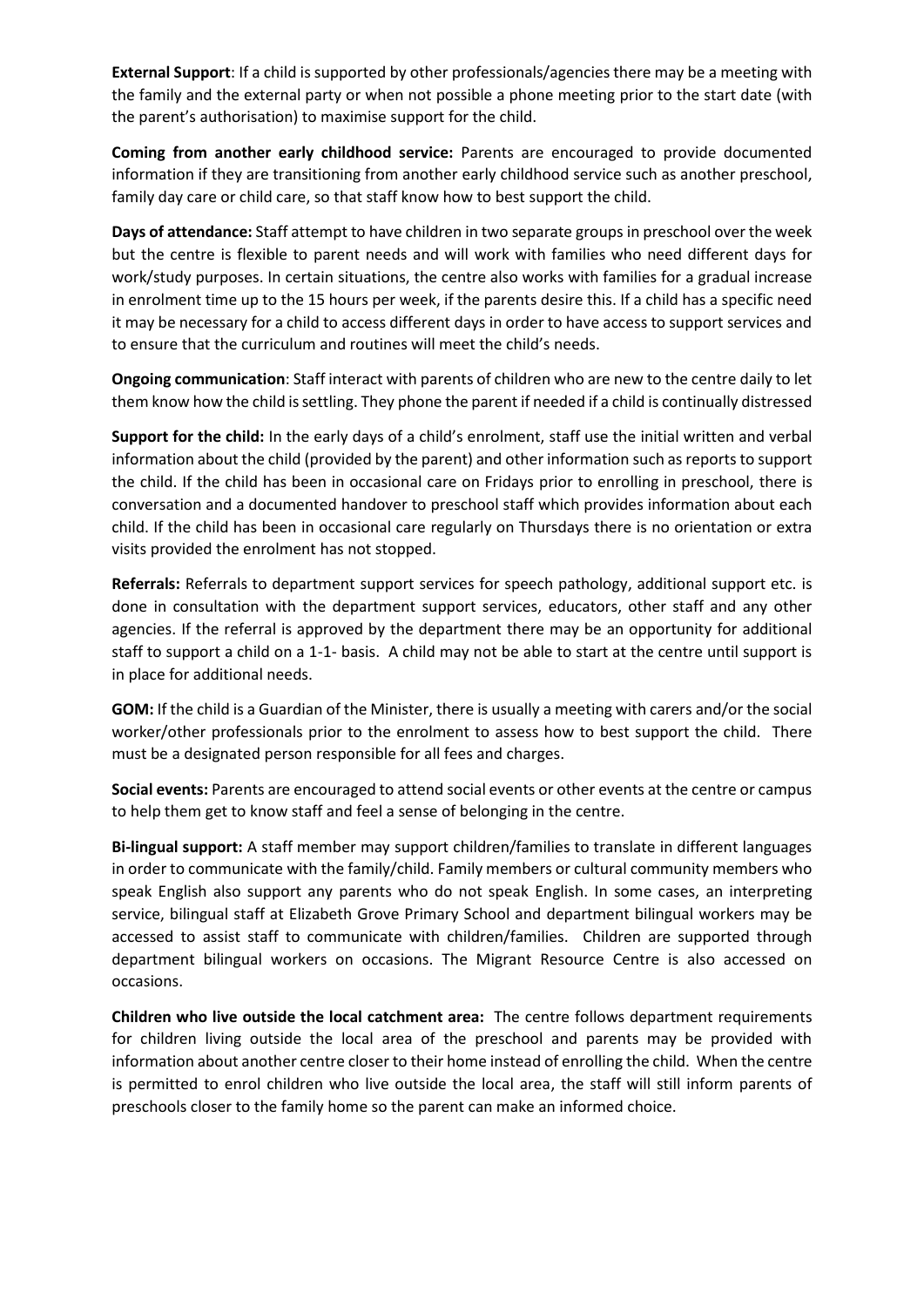**External Support**: If a child is supported by other professionals/agencies there may be a meeting with the family and the external party or when not possible a phone meeting prior to the start date (with the parent's authorisation) to maximise support for the child.

**Coming from another early childhood service:** Parents are encouraged to provide documented information if they are transitioning from another early childhood service such as another preschool, family day care or child care, so that staff know how to best support the child.

**Days of attendance:** Staff attempt to have children in two separate groups in preschool over the week but the centre is flexible to parent needs and will work with families who need different days for work/study purposes. In certain situations, the centre also works with families for a gradual increase in enrolment time up to the 15 hours per week, if the parents desire this. If a child has a specific need it may be necessary for a child to access different days in order to have access to support services and to ensure that the curriculum and routines will meet the child's needs.

**Ongoing communication**: Staff interact with parents of children who are new to the centre daily to let them know how the child is settling. They phone the parent if needed if a child is continually distressed

**Support for the child:** In the early days of a child's enrolment, staff use the initial written and verbal information about the child (provided by the parent) and other information such as reports to support the child. If the child has been in occasional care on Fridays prior to enrolling in preschool, there is conversation and a documented handover to preschool staff which provides information about each child. If the child has been in occasional care regularly on Thursdays there is no orientation or extra visits provided the enrolment has not stopped.

**Referrals:** Referrals to department support services for speech pathology, additional support etc. is done in consultation with the department support services, educators, other staff and any other agencies. If the referral is approved by the department there may be an opportunity for additional staff to support a child on a 1-1- basis. A child may not be able to start at the centre until support is in place for additional needs.

**GOM:** If the child is a Guardian of the Minister, there is usually a meeting with carers and/or the social worker/other professionals prior to the enrolment to assess how to best support the child. There must be a designated person responsible for all fees and charges.

**Social events:** Parents are encouraged to attend social events or other events at the centre or campus to help them get to know staff and feel a sense of belonging in the centre.

**Bi-lingual support:** A staff member may support children/families to translate in different languages in order to communicate with the family/child. Family members or cultural community members who speak English also support any parents who do not speak English. In some cases, an interpreting service, bilingual staff at Elizabeth Grove Primary School and department bilingual workers may be accessed to assist staff to communicate with children/families. Children are supported through department bilingual workers on occasions. The Migrant Resource Centre is also accessed on occasions.

**Children who live outside the local catchment area:** The centre follows department requirements for children living outside the local area of the preschool and parents may be provided with information about another centre closer to their home instead of enrolling the child. When the centre is permitted to enrol children who live outside the local area, the staff will still inform parents of preschools closer to the family home so the parent can make an informed choice.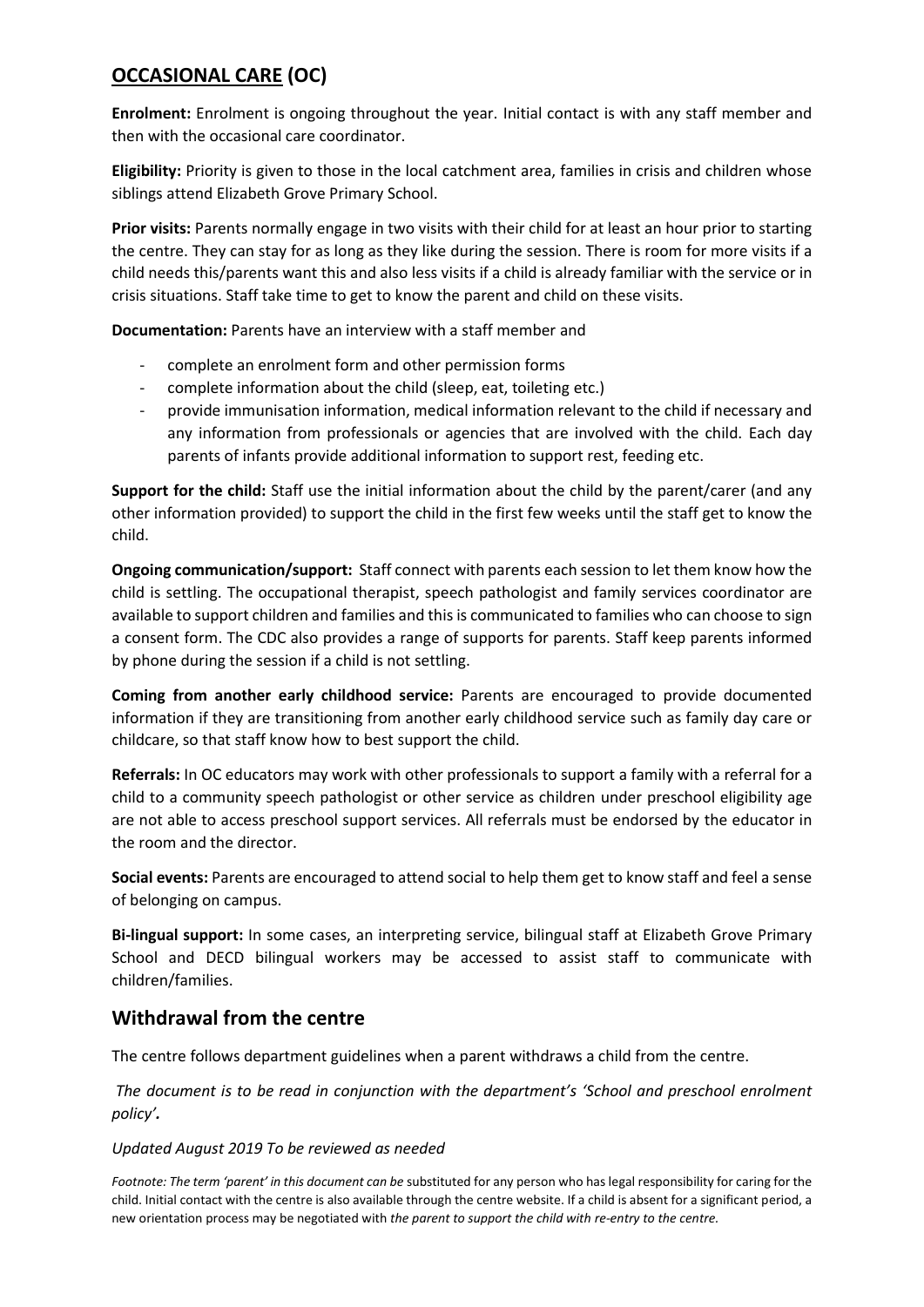## **OCCASIONAL CARE (OC)**

**Enrolment:** Enrolment is ongoing throughout the year. Initial contact is with any staff member and then with the occasional care coordinator.

**Eligibility:** Priority is given to those in the local catchment area, families in crisis and children whose siblings attend Elizabeth Grove Primary School.

**Prior visits:** Parents normally engage in two visits with their child for at least an hour prior to starting the centre. They can stay for as long as they like during the session. There is room for more visits if a child needs this/parents want this and also less visits if a child is already familiar with the service or in crisis situations. Staff take time to get to know the parent and child on these visits.

**Documentation:** Parents have an interview with a staff member and

- complete an enrolment form and other permission forms
- complete information about the child (sleep, eat, toileting etc.)
- provide immunisation information, medical information relevant to the child if necessary and any information from professionals or agencies that are involved with the child. Each day parents of infants provide additional information to support rest, feeding etc.

**Support for the child:** Staff use the initial information about the child by the parent/carer (and any other information provided) to support the child in the first few weeks until the staff get to know the child.

**Ongoing communication/support:** Staff connect with parents each session to let them know how the child is settling. The occupational therapist, speech pathologist and family services coordinator are available to support children and families and this is communicated to families who can choose to sign a consent form. The CDC also provides a range of supports for parents. Staff keep parents informed by phone during the session if a child is not settling.

**Coming from another early childhood service:** Parents are encouraged to provide documented information if they are transitioning from another early childhood service such as family day care or childcare, so that staff know how to best support the child.

**Referrals:** In OC educators may work with other professionals to support a family with a referral for a child to a community speech pathologist or other service as children under preschool eligibility age are not able to access preschool support services. All referrals must be endorsed by the educator in the room and the director.

**Social events:** Parents are encouraged to attend social to help them get to know staff and feel a sense of belonging on campus.

**Bi-lingual support:** In some cases, an interpreting service, bilingual staff at Elizabeth Grove Primary School and DECD bilingual workers may be accessed to assist staff to communicate with children/families.

## Withdrawal from the centre

The centre follows department guidelines when a parent withdraws a child from the centre.

*The document is to be read in conjunction with the department's 'School and preschool enrolment policy'.*

*Updated August 2019 To be reviewed as needed*

*Footnote: The term 'parent' in this document can be* substituted for any person who has legal responsibility for caring for the child. Initial contact with the centre is also available through the centre website. If a child is absent for a significant period, a new orientation process may be negotiated with *the parent to support the child with re-entry to the centre.*